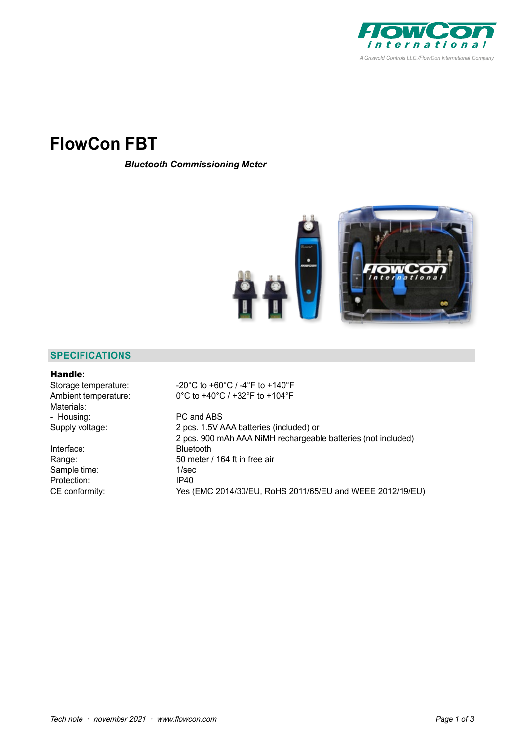# FlowCon FBT

***Bluetooth Commissioning Meter***

## SPECIFICATIONS

**Handle:**

| | |
|---|---|
| Storage temperature: | -20°C to +60°C / -4°F to +140°F |
| Ambient temperature: | 0°C to +40°C / +32°F to +104°F |
| Materials: | |
| - Housing: | PC and ABS |
| Supply voltage: | 2 pcs. 1.5V AAA batteries (included) or<br>2 pcs. 900 mAh AAA NiMH rechargeable batteries (not included) |
| Interface: | Bluetooth |
| Range: | 50 meter / 164 ft in free air |
| Sample time: | 1/sec |
| Protection: | IP40 |
| CE conformity: | Yes (EMC 2014/30/EU, RoHS 2011/65/EU and WEEE 2012/19/EU) |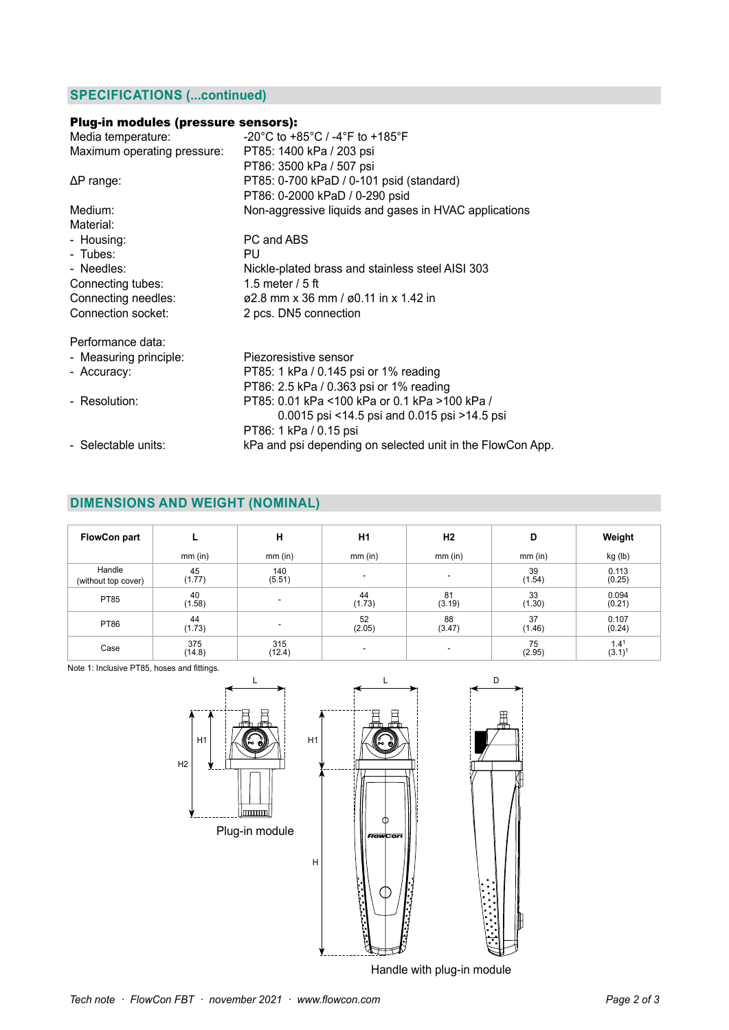## SPECIFICATIONS (...continued)

**Plug-in modules (pressure sensors):**

| | |
|---|---|
| Media temperature: | -20°C to +85°C / -4°F to +185°F |
| Maximum operating pressure: | PT85: 1400 kPa / 203 psi<br>PT86: 3500 kPa / 507 psi |
| ΔP range: | PT85: 0-700 kPaD / 0-101 psid (standard)<br>PT86: 0-2000 kPaD / 0-290 psid |
| Medium: | Non-aggressive liquids and gases in HVAC applications |
| Material: | |
| - Housing: | PC and ABS |
| - Tubes: | PU |
| - Needles: | Nickle-plated brass and stainless steel AISI 303 |
| Connecting tubes: | 1.5 meter / 5 ft |
| Connecting needles: | ø2.8 mm x 36 mm / ø0.11 in x 1.42 in |
| Connection socket: | 2 pcs. DN5 connection |
| | |
| Performance data: | |
| - Measuring principle: | Piezoresistive sensor |
| - Accuracy: | PT85: 1 kPa / 0.145 psi or 1% reading<br>PT86: 2.5 kPa / 0.363 psi or 1% reading |
| - Resolution: | PT85: 0.01 kPa <100 kPa or 0.1 kPa >100 kPa / 0.0015 psi <14.5 psi and 0.015 psi >14.5 psi<br>PT86: 1 kPa / 0.15 psi |
| - Selectable units: | kPa and psi depending on selected unit in the FlowCon App. |

## DIMENSIONS AND WEIGHT (NOMINAL)

| FlowCon part | L | H | H1 | H2 | D | Weight |
|---|---|---|---|---|---|---|
| | mm (in) | mm (in) | mm (in) | mm (in) | mm (in) | kg (lb) |
| Handle (without top cover) | 45 (1.77) | 140 (5.51) | - | - | 39 (1.54) | 0.113 (0.25) |
| PT85 | 40 (1.58) | - | 44 (1.73) | 81 (3.19) | 33 (1.30) | 0.094 (0.21) |
| PT86 | 44 (1.73) | - | 52 (2.05) | 88 (3.47) | 37 (1.46) | 0.107 (0.24) |
| Case | 375 (14.8) | 315 (12.4) | - | - | 75 (2.95) | 1.4[1] (3.1)[1] |

Note 1: Inclusive PT85, hoses and fittings.

Plug-in module

Handle with plug-in module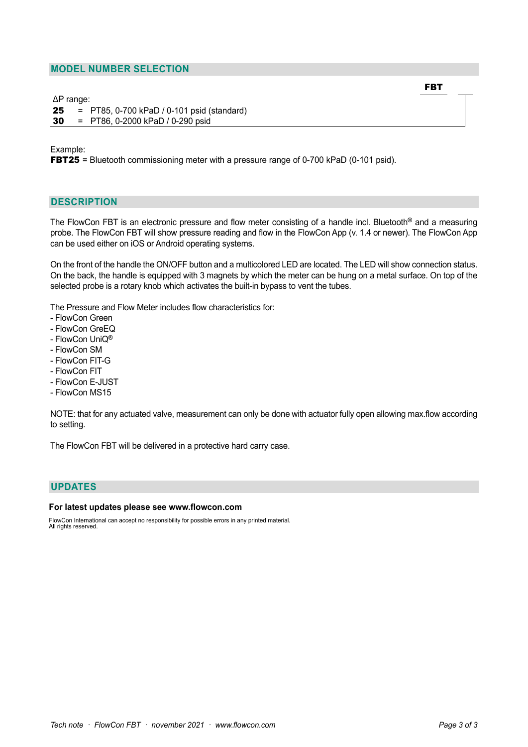## MODEL NUMBER SELECTION

**FBT**

ΔP range:
**25** = PT85, 0-700 kPaD / 0-101 psid (standard)
**30** = PT86, 0-2000 kPaD / 0-290 psid

Example:
**FBT25** = Bluetooth commissioning meter with a pressure range of 0-700 kPaD (0-101 psid).

## DESCRIPTION

The FlowCon FBT is an electronic pressure and flow meter consisting of a handle incl. Bluetooth® and a measuring probe. The FlowCon FBT will show pressure reading and flow in the FlowCon App (v. 1.4 or newer). The FlowCon App can be used either on iOS or Android operating systems.

On the front of the handle the ON/OFF button and a multicolored LED are located. The LED will show connection status. On the back, the handle is equipped with 3 magnets by which the meter can be hung on a metal surface. On top of the selected probe is a rotary knob which activates the built-in bypass to vent the tubes.

The Pressure and Flow Meter includes flow characteristics for:
- FlowCon Green
- FlowCon GreEQ
- FlowCon UniQ®
- FlowCon SM
- FlowCon FIT-G
- FlowCon FIT
- FlowCon E-JUST
- FlowCon MS15

NOTE: that for any actuated valve, measurement can only be done with actuator fully open allowing max.flow according to setting.

The FlowCon FBT will be delivered in a protective hard carry case.

## UPDATES

**For latest updates please see www.flowcon.com**

FlowCon International can accept no responsibility for possible errors in any printed material.
All rights reserved.